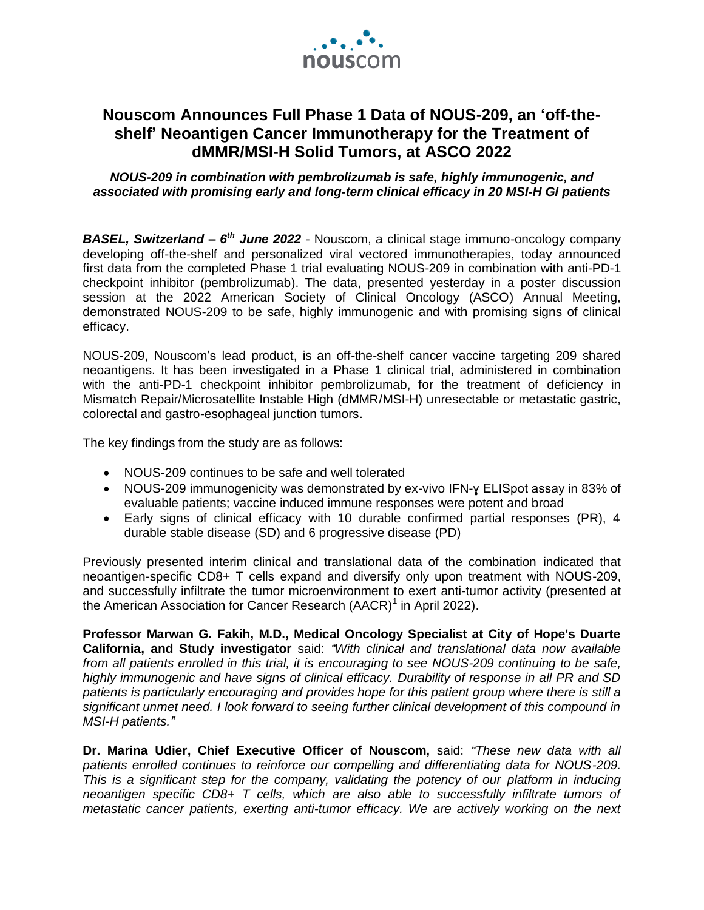# Nouscom Announces Full Phase 1 Data of NOUS-209, an 'off-the-shelf' Neoantigen Cancer Immunotherapy for the Treatment of dMMR/MSI-H Solid Tumors, at ASCO 2022

***NOUS-209 in combination with pembrolizumab is safe, highly immunogenic, and associated with promising early and long-term clinical efficacy in 20 MSI-H GI patients***

***BASEL, Switzerland – 6th June 2022*** - Nouscom, a clinical stage immuno-oncology company developing off-the-shelf and personalized viral vectored immunotherapies, today announced first data from the completed Phase 1 trial evaluating NOUS-209 in combination with anti-PD-1 checkpoint inhibitor (pembrolizumab). The data, presented yesterday in a poster discussion session at the 2022 American Society of Clinical Oncology (ASCO) Annual Meeting, demonstrated NOUS-209 to be safe, highly immunogenic and with promising signs of clinical efficacy.

NOUS-209, Nouscom's lead product, is an off-the-shelf cancer vaccine targeting 209 shared neoantigens. It has been investigated in a Phase 1 clinical trial, administered in combination with the anti-PD-1 checkpoint inhibitor pembrolizumab, for the treatment of deficiency in Mismatch Repair/Microsatellite Instable High (dMMR/MSI-H) unresectable or metastatic gastric, colorectal and gastro-esophageal junction tumors.

The key findings from the study are as follows:

- NOUS-209 continues to be safe and well tolerated
- NOUS-209 immunogenicity was demonstrated by ex-vivo IFN-ɣ ELISpot assay in 83% of evaluable patients; vaccine induced immune responses were potent and broad
- Early signs of clinical efficacy with 10 durable confirmed partial responses (PR), 4 durable stable disease (SD) and 6 progressive disease (PD)

Previously presented interim clinical and translational data of the combination indicated that neoantigen-specific CD8+ T cells expand and diversify only upon treatment with NOUS-209, and successfully infiltrate the tumor microenvironment to exert anti-tumor activity (presented at the American Association for Cancer Research (AACR)[1] in April 2022).

**Professor Marwan G. Fakih, M.D., Medical Oncology Specialist at City of Hope's Duarte California, and Study investigator** said: *"With clinical and translational data now available from all patients enrolled in this trial, it is encouraging to see NOUS-209 continuing to be safe, highly immunogenic and have signs of clinical efficacy. Durability of response in all PR and SD patients is particularly encouraging and provides hope for this patient group where there is still a significant unmet need. I look forward to seeing further clinical development of this compound in MSI-H patients."*

**Dr. Marina Udier, Chief Executive Officer of Nouscom,** said: *"These new data with all patients enrolled continues to reinforce our compelling and differentiating data for NOUS-209. This is a significant step for the company, validating the potency of our platform in inducing neoantigen specific CD8+ T cells, which are also able to successfully infiltrate tumors of metastatic cancer patients, exerting anti-tumor efficacy. We are actively working on the next*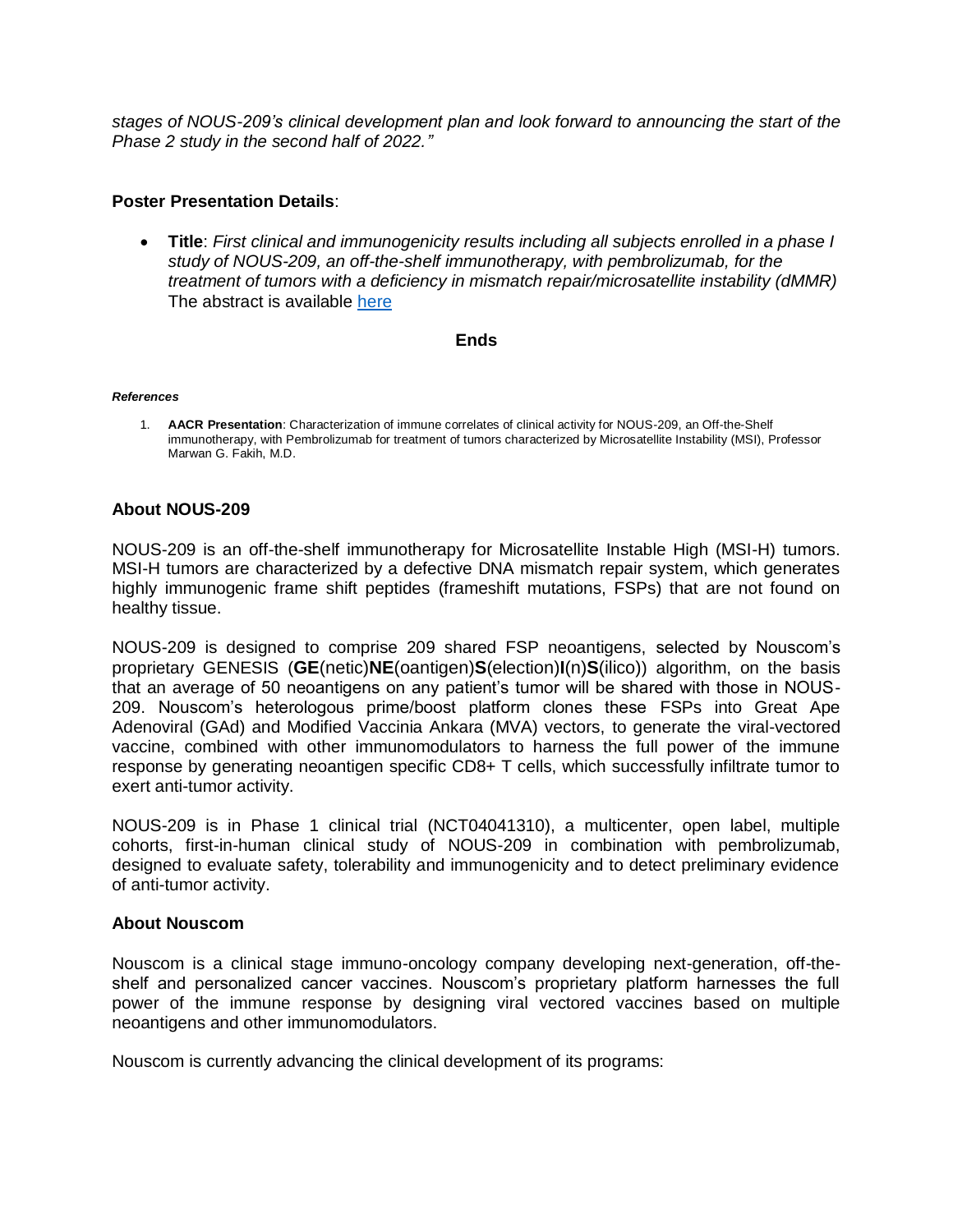*stages of NOUS-209's clinical development plan and look forward to announcing the start of the Phase 2 study in the second half of 2022."*

**Poster Presentation Details**:

- **Title**: *First clinical and immunogenicity results including all subjects enrolled in a phase I study of NOUS-209, an off-the-shelf immunotherapy, with pembrolizumab, for the treatment of tumors with a deficiency in mismatch repair/microsatellite instability (dMMR)* The abstract is available [here]

**Ends**

***References***

1. **AACR Presentation**: Characterization of immune correlates of clinical activity for NOUS-209, an Off-the-Shelf immunotherapy, with Pembrolizumab for treatment of tumors characterized by Microsatellite Instability (MSI), Professor Marwan G. Fakih, M.D.

**About NOUS-209**

NOUS-209 is an off-the-shelf immunotherapy for Microsatellite Instable High (MSI-H) tumors. MSI-H tumors are characterized by a defective DNA mismatch repair system, which generates highly immunogenic frame shift peptides (frameshift mutations, FSPs) that are not found on healthy tissue.

NOUS-209 is designed to comprise 209 shared FSP neoantigens, selected by Nouscom's proprietary GENESIS (**GE**(netic)**NE**(oantigen)**S**(election)**I**(n)**S**(ilico)) algorithm, on the basis that an average of 50 neoantigens on any patient's tumor will be shared with those in NOUS-209. Nouscom's heterologous prime/boost platform clones these FSPs into Great Ape Adenoviral (GAd) and Modified Vaccinia Ankara (MVA) vectors, to generate the viral-vectored vaccine, combined with other immunomodulators to harness the full power of the immune response by generating neoantigen specific CD8+ T cells, which successfully infiltrate tumor to exert anti-tumor activity.

NOUS-209 is in Phase 1 clinical trial (NCT04041310), a multicenter, open label, multiple cohorts, first-in-human clinical study of NOUS-209 in combination with pembrolizumab, designed to evaluate safety, tolerability and immunogenicity and to detect preliminary evidence of anti-tumor activity.

**About Nouscom**

Nouscom is a clinical stage immuno-oncology company developing next-generation, off-the-shelf and personalized cancer vaccines. Nouscom's proprietary platform harnesses the full power of the immune response by designing viral vectored vaccines based on multiple neoantigens and other immunomodulators.

Nouscom is currently advancing the clinical development of its programs: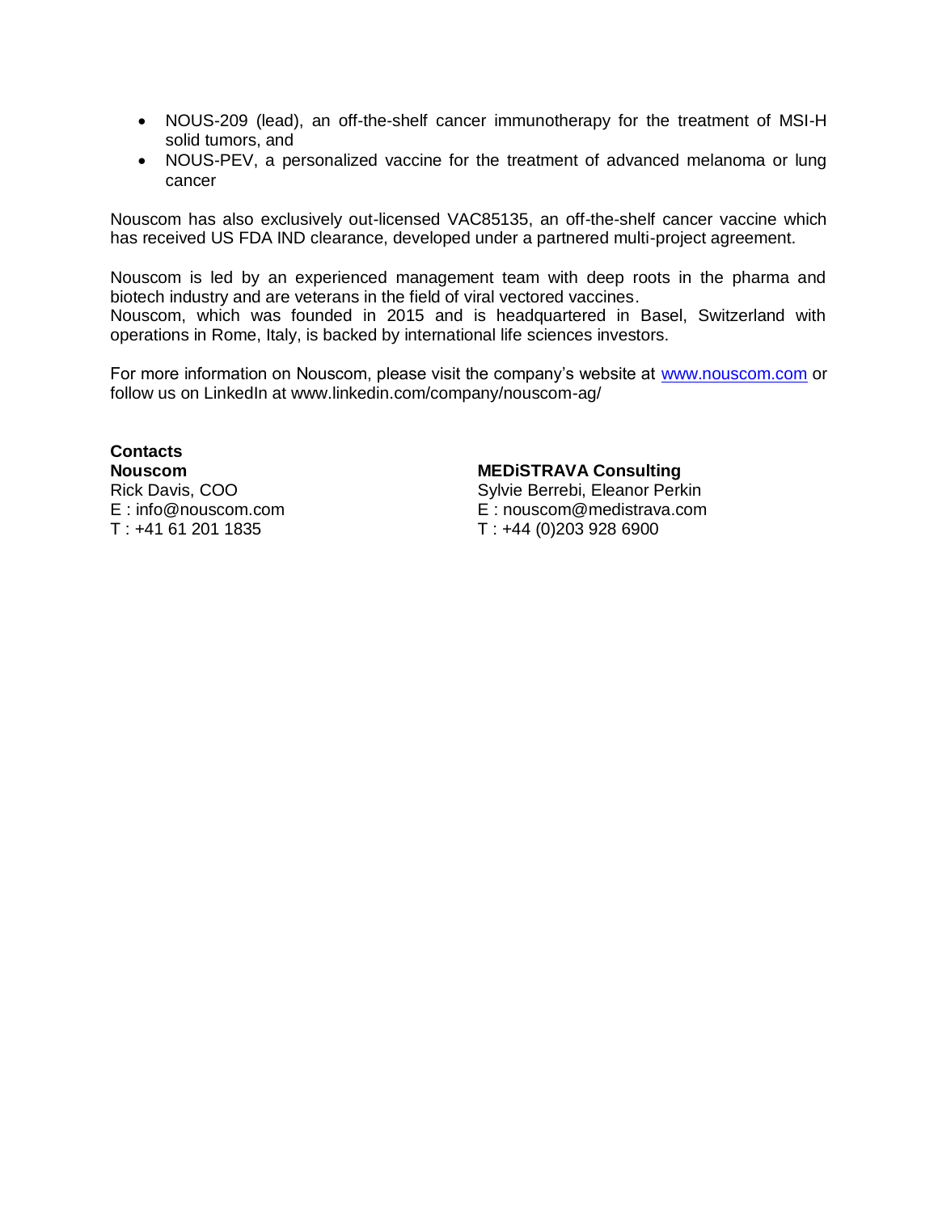- NOUS-209 (lead), an off-the-shelf cancer immunotherapy for the treatment of MSI-H solid tumors, and
- NOUS-PEV, a personalized vaccine for the treatment of advanced melanoma or lung cancer

Nouscom has also exclusively out-licensed VAC85135, an off-the-shelf cancer vaccine which has received US FDA IND clearance, developed under a partnered multi-project agreement.

Nouscom is led by an experienced management team with deep roots in the pharma and biotech industry and are veterans in the field of viral vectored vaccines.
Nouscom, which was founded in 2015 and is headquartered in Basel, Switzerland with operations in Rome, Italy, is backed by international life sciences investors.

For more information on Nouscom, please visit the company's website at www.nouscom.com or follow us on LinkedIn at www.linkedin.com/company/nouscom-ag/

**Contacts**

**Nouscom**
Rick Davis, COO
E : info@nouscom.com
T : +41 61 201 1835

**MEDiSTRAVA Consulting**
Sylvie Berrebi, Eleanor Perkin
E : nouscom@medistrava.com
T : +44 (0)203 928 6900